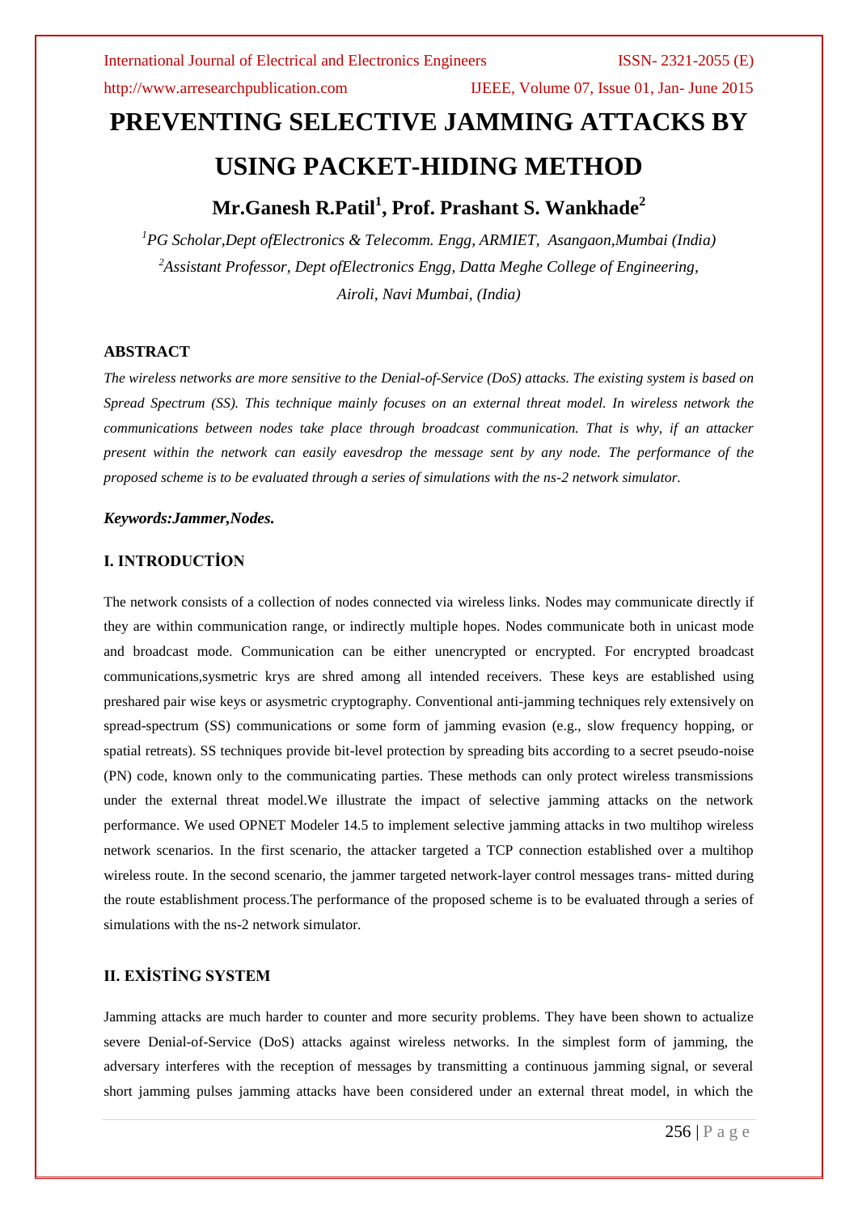# PREVENTING SELECTIVE JAMMING ATTACKS BY USING PACKET-HIDING METHOD

**Mr.Ganesh R.Patil[1], Prof. Prashant S. Wankhade[2]**

*[1]PG Scholar,Dept ofElectronics & Telecomm. Engg, ARMIET, Asangaon,Mumbai (India)*

*[2]Assistant Professor, Dept ofElectronics Engg, Datta Meghe College of Engineering, Airoli, Navi Mumbai, (India)*

## ABSTRACT

*The wireless networks are more sensitive to the Denial-of-Service (DoS) attacks. The existing system is based on Spread Spectrum (SS). This technique mainly focuses on an external threat model. In wireless network the communications between nodes take place through broadcast communication. That is why, if an attacker present within the network can easily eavesdrop the message sent by any node. The performance of the proposed scheme is to be evaluated through a series of simulations with the ns-2 network simulator.*

***Keywords:Jammer,Nodes.***

## I. INTRODUCTİON

The network consists of a collection of nodes connected via wireless links. Nodes may communicate directly if they are within communication range, or indirectly multiple hopes. Nodes communicate both in unicast mode and broadcast mode. Communication can be either unencrypted or encrypted. For encrypted broadcast communications,sysmetric krys are shred among all intended receivers. These keys are established using preshared pair wise keys or asysmetric cryptography. Conventional anti-jamming techniques rely extensively on spread-spectrum (SS) communications or some form of jamming evasion (e.g., slow frequency hopping, or spatial retreats). SS techniques provide bit-level protection by spreading bits according to a secret pseudo-noise (PN) code, known only to the communicating parties. These methods can only protect wireless transmissions under the external threat model.We illustrate the impact of selective jamming attacks on the network performance. We used OPNET Modeler 14.5 to implement selective jamming attacks in two multihop wireless network scenarios. In the first scenario, the attacker targeted a TCP connection established over a multihop wireless route. In the second scenario, the jammer targeted network-layer control messages trans- mitted during the route establishment process.The performance of the proposed scheme is to be evaluated through a series of simulations with the ns-2 network simulator.

## II. EXİSTİNG SYSTEM

Jamming attacks are much harder to counter and more security problems. They have been shown to actualize severe Denial-of-Service (DoS) attacks against wireless networks. In the simplest form of jamming, the adversary interferes with the reception of messages by transmitting a continuous jamming signal, or several short jamming pulses jamming attacks have been considered under an external threat model, in which the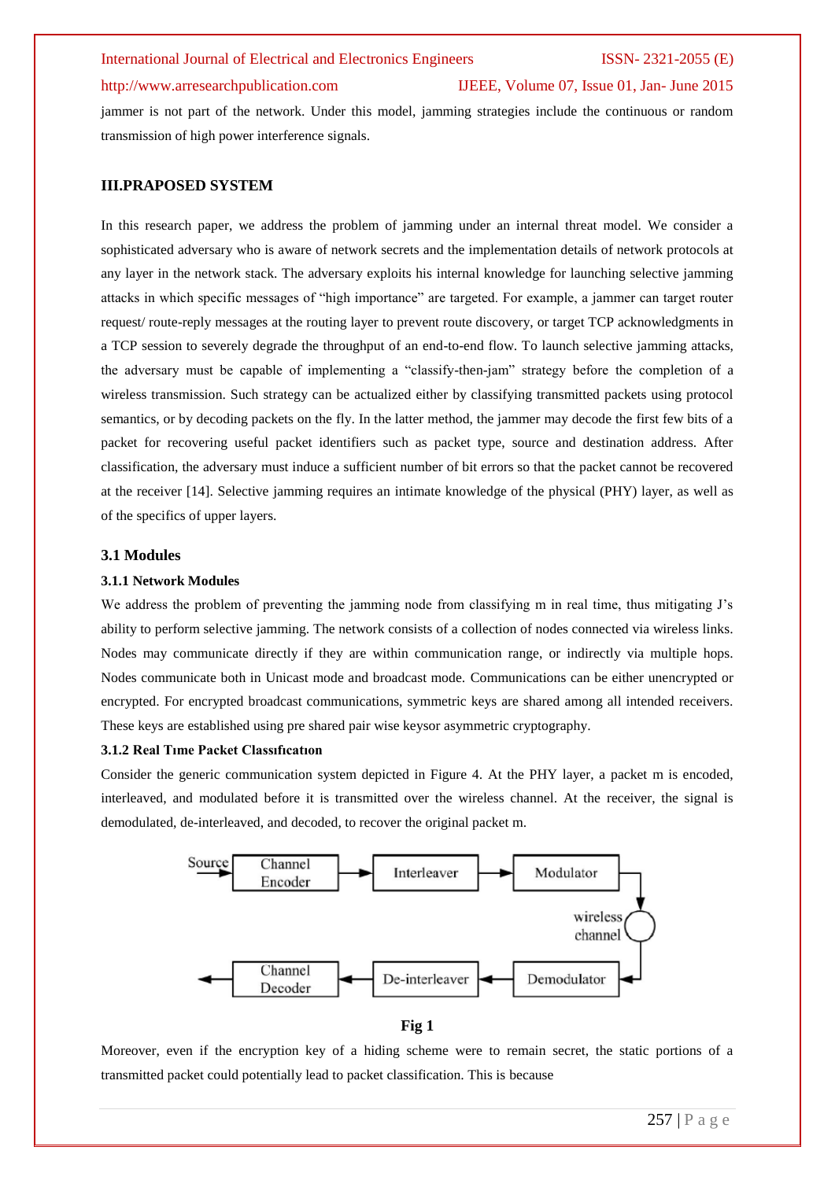jammer is not part of the network. Under this model, jamming strategies include the continuous or random transmission of high power interference signals.

## III.PRAPOSED SYSTEM

In this research paper, we address the problem of jamming under an internal threat model. We consider a sophisticated adversary who is aware of network secrets and the implementation details of network protocols at any layer in the network stack. The adversary exploits his internal knowledge for launching selective jamming attacks in which specific messages of "high importance" are targeted. For example, a jammer can target router request/ route-reply messages at the routing layer to prevent route discovery, or target TCP acknowledgments in a TCP session to severely degrade the throughput of an end-to-end flow. To launch selective jamming attacks, the adversary must be capable of implementing a "classify-then-jam" strategy before the completion of a wireless transmission. Such strategy can be actualized either by classifying transmitted packets using protocol semantics, or by decoding packets on the fly. In the latter method, the jammer may decode the first few bits of a packet for recovering useful packet identifiers such as packet type, source and destination address. After classification, the adversary must induce a sufficient number of bit errors so that the packet cannot be recovered at the receiver [14]. Selective jamming requires an intimate knowledge of the physical (PHY) layer, as well as of the specifics of upper layers.

### 3.1 Modules

#### 3.1.1 Network Modules

We address the problem of preventing the jamming node from classifying m in real time, thus mitigating J's ability to perform selective jamming. The network consists of a collection of nodes connected via wireless links. Nodes may communicate directly if they are within communication range, or indirectly via multiple hops. Nodes communicate both in Unicast mode and broadcast mode. Communications can be either unencrypted or encrypted. For encrypted broadcast communications, symmetric keys are shared among all intended receivers. These keys are established using pre shared pair wise keysor asymmetric cryptography.

#### 3.1.2 Real Tıme Packet Classıfıcatıon

Consider the generic communication system depicted in Figure 4. At the PHY layer, a packet m is encoded, interleaved, and modulated before it is transmitted over the wireless channel. At the receiver, the signal is demodulated, de-interleaved, and decoded, to recover the original packet m.

Source → Channel Encoder → Interleaver → Modulator → wireless channel → Demodulator → De-interleaver → Channel Decoder →

**Fig 1**

Moreover, even if the encryption key of a hiding scheme were to remain secret, the static portions of a transmitted packet could potentially lead to packet classification. This is because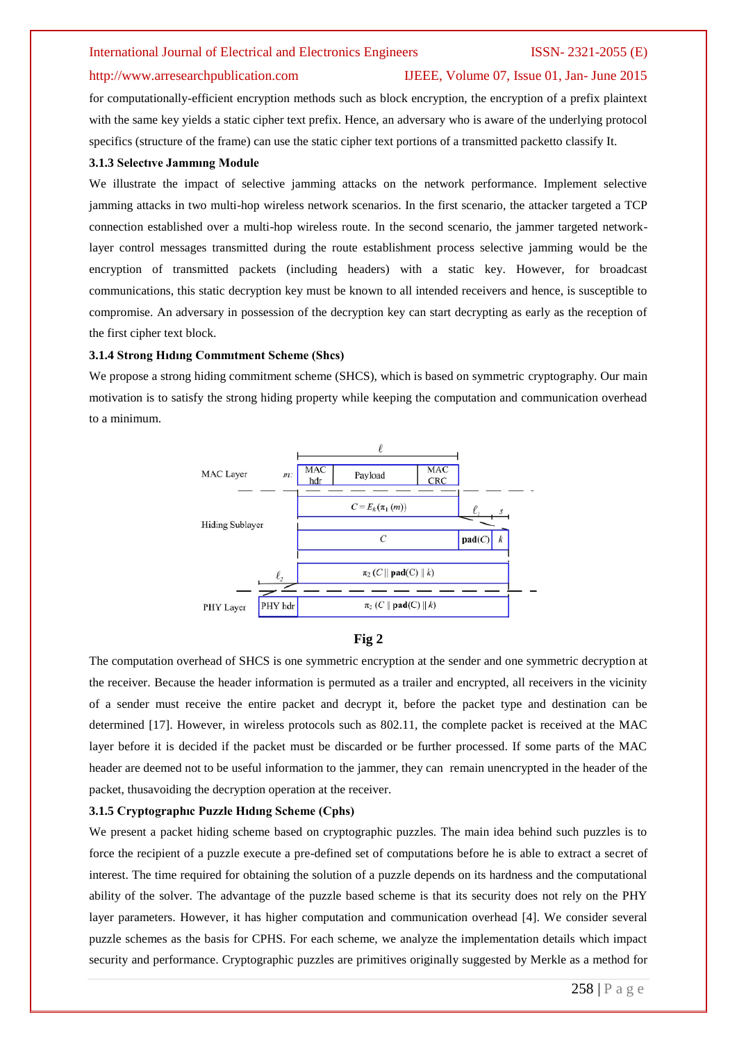for computationally-efficient encryption methods such as block encryption, the encryption of a prefix plaintext with the same key yields a static cipher text prefix. Hence, an adversary who is aware of the underlying protocol specifics (structure of the frame) can use the static cipher text portions of a transmitted packetto classify It.

### 3.1.3 Selectıve Jammıng Module

We illustrate the impact of selective jamming attacks on the network performance. Implement selective jamming attacks in two multi-hop wireless network scenarios. In the first scenario, the attacker targeted a TCP connection established over a multi-hop wireless route. In the second scenario, the jammer targeted network-layer control messages transmitted during the route establishment process selective jamming would be the encryption of transmitted packets (including headers) with a static key. However, for broadcast communications, this static decryption key must be known to all intended receivers and hence, is susceptible to compromise. An adversary in possession of the decryption key can start decrypting as early as the reception of the first cipher text block.

### 3.1.4 Strong Hıdıng Commıtment Scheme (Shcs)

We propose a strong hiding commitment scheme (SHCS), which is based on symmetric cryptography. Our main motivation is to satisfy the strong hiding property while keeping the computation and communication overhead to a minimum.

MAC Layer — $m$: MAC hdr | Payload | MAC CRC ($\ell$)

Hiding Sublayer — $C = E_k(\pi_1(m))$; $C$ | $\mathbf{pad}(C)$ | $k$ ($\ell_1$, $s$); $\pi_2(C \,||\, \mathbf{pad}(C) \,||\, k)$

PHY Layer — PHY hdr ($\ell_2$) | $\pi_2(C \,||\, \mathbf{pad}(C) \,||\, k)$

**Fig 2**

The computation overhead of SHCS is one symmetric encryption at the sender and one symmetric decryption at the receiver. Because the header information is permuted as a trailer and encrypted, all receivers in the vicinity of a sender must receive the entire packet and decrypt it, before the packet type and destination can be determined [17]. However, in wireless protocols such as 802.11, the complete packet is received at the MAC layer before it is decided if the packet must be discarded or be further processed. If some parts of the MAC header are deemed not to be useful information to the jammer, they can remain unencrypted in the header of the packet, thusavoiding the decryption operation at the receiver.

### 3.1.5 Cryptographıc Puzzle Hıdıng Scheme (Cphs)

We present a packet hiding scheme based on cryptographic puzzles. The main idea behind such puzzles is to force the recipient of a puzzle execute a pre-defined set of computations before he is able to extract a secret of interest. The time required for obtaining the solution of a puzzle depends on its hardness and the computational ability of the solver. The advantage of the puzzle based scheme is that its security does not rely on the PHY layer parameters. However, it has higher computation and communication overhead [4]. We consider several puzzle schemes as the basis for CPHS. For each scheme, we analyze the implementation details which impact security and performance. Cryptographic puzzles are primitives originally suggested by Merkle as a method for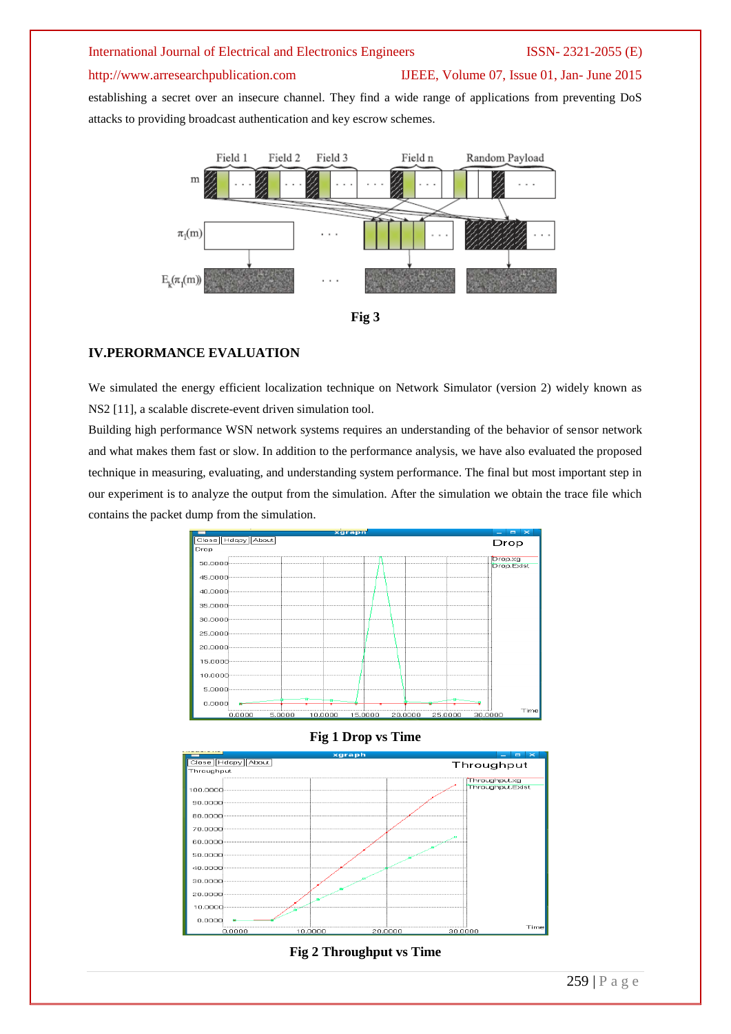establishing a secret over an insecure channel. They find a wide range of applications from preventing DoS attacks to providing broadcast authentication and key escrow schemes.

Fig 3

## IV.PERORMANCE EVALUATION

We simulated the energy efficient localization technique on Network Simulator (version 2) widely known as NS2 [11], a scalable discrete-event driven simulation tool.

Building high performance WSN network systems requires an understanding of the behavior of sensor network and what makes them fast or slow. In addition to the performance analysis, we have also evaluated the proposed technique in measuring, evaluating, and understanding system performance. The final but most important step in our experiment is to analyze the output from the simulation. After the simulation we obtain the trace file which contains the packet dump from the simulation.

**Fig 1 Drop vs Time**

**Fig 2 Throughput vs Time**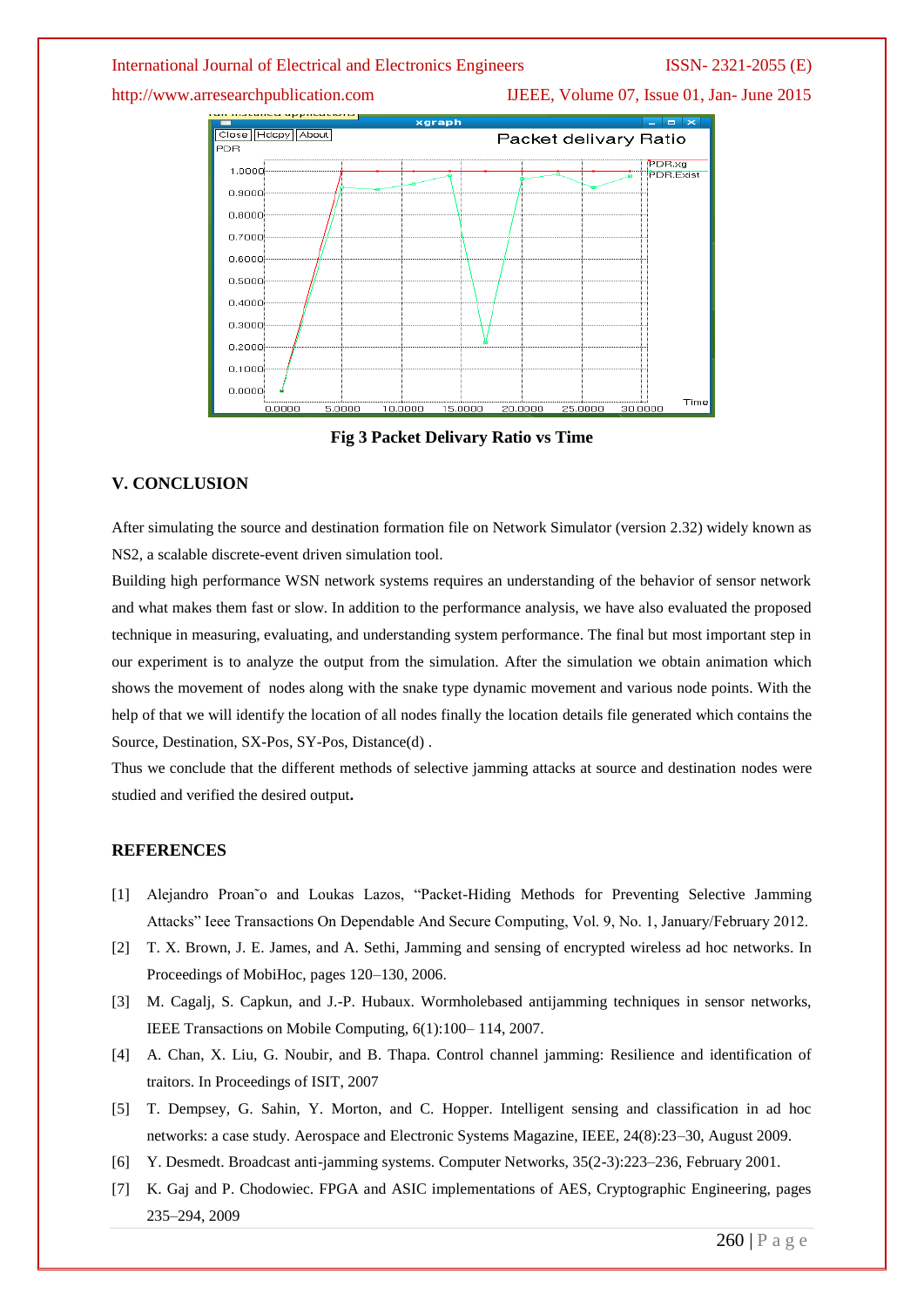Fig 3 Packet Delivery Ratio vs Time

## V. CONCLUSION

After simulating the source and destination formation file on Network Simulator (version 2.32) widely known as NS2, a scalable discrete-event driven simulation tool.

Building high performance WSN network systems requires an understanding of the behavior of sensor network and what makes them fast or slow. In addition to the performance analysis, we have also evaluated the proposed technique in measuring, evaluating, and understanding system performance. The final but most important step in our experiment is to analyze the output from the simulation. After the simulation we obtain animation which shows the movement of nodes along with the snake type dynamic movement and various node points. With the help of that we will identify the location of all nodes finally the location details file generated which contains the Source, Destination, SX-Pos, SY-Pos, Distance(d) .

Thus we conclude that the different methods of selective jamming attacks at source and destination nodes were studied and verified the desired output**.**

## REFERENCES

[1] Alejandro Proan˜o and Loukas Lazos, "Packet-Hiding Methods for Preventing Selective Jamming Attacks" Ieee Transactions On Dependable And Secure Computing, Vol. 9, No. 1, January/February 2012.

[2] T. X. Brown, J. E. James, and A. Sethi, Jamming and sensing of encrypted wireless ad hoc networks. In Proceedings of MobiHoc, pages 120–130, 2006.

[3] M. Cagalj, S. Capkun, and J.-P. Hubaux. Wormholebased antijamming techniques in sensor networks, IEEE Transactions on Mobile Computing, 6(1):100– 114, 2007.

[4] A. Chan, X. Liu, G. Noubir, and B. Thapa. Control channel jamming: Resilience and identification of traitors. In Proceedings of ISIT, 2007

[5] T. Dempsey, G. Sahin, Y. Morton, and C. Hopper. Intelligent sensing and classification in ad hoc networks: a case study. Aerospace and Electronic Systems Magazine, IEEE, 24(8):23–30, August 2009.

[6] Y. Desmedt. Broadcast anti-jamming systems. Computer Networks, 35(2-3):223–236, February 2001.

[7] K. Gaj and P. Chodowiec. FPGA and ASIC implementations of AES, Cryptographic Engineering, pages 235–294, 2009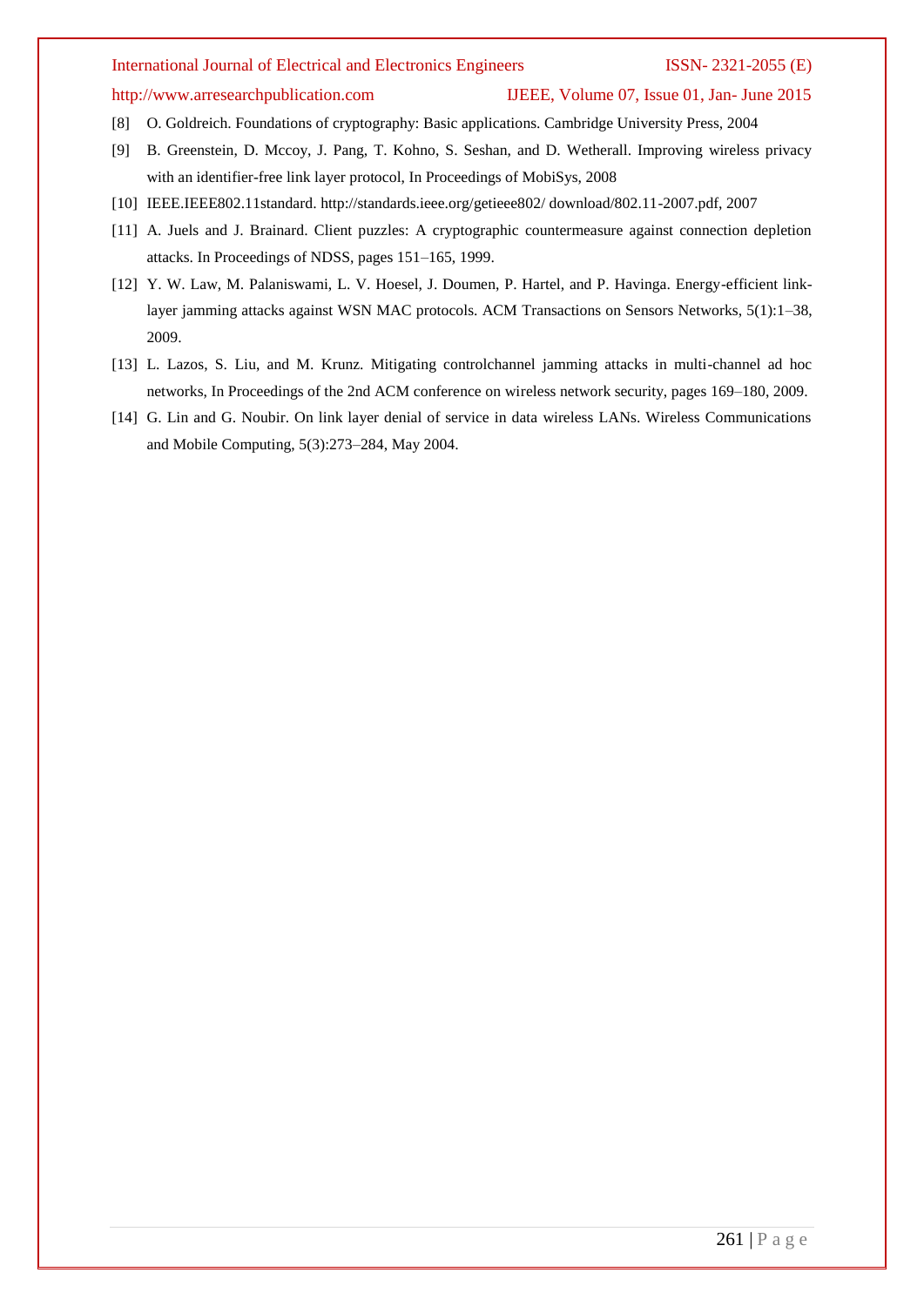[8] O. Goldreich. Foundations of cryptography: Basic applications. Cambridge University Press, 2004

[9] B. Greenstein, D. Mccoy, J. Pang, T. Kohno, S. Seshan, and D. Wetherall. Improving wireless privacy with an identifier-free link layer protocol, In Proceedings of MobiSys, 2008

[10] IEEE.IEEE802.11standard. http://standards.ieee.org/getieee802/ download/802.11-2007.pdf, 2007

[11] A. Juels and J. Brainard. Client puzzles: A cryptographic countermeasure against connection depletion attacks. In Proceedings of NDSS, pages 151–165, 1999.

[12] Y. W. Law, M. Palaniswami, L. V. Hoesel, J. Doumen, P. Hartel, and P. Havinga. Energy-efficient link-layer jamming attacks against WSN MAC protocols. ACM Transactions on Sensors Networks, 5(1):1–38, 2009.

[13] L. Lazos, S. Liu, and M. Krunz. Mitigating controlchannel jamming attacks in multi-channel ad hoc networks, In Proceedings of the 2nd ACM conference on wireless network security, pages 169–180, 2009.

[14] G. Lin and G. Noubir. On link layer denial of service in data wireless LANs. Wireless Communications and Mobile Computing, 5(3):273–284, May 2004.